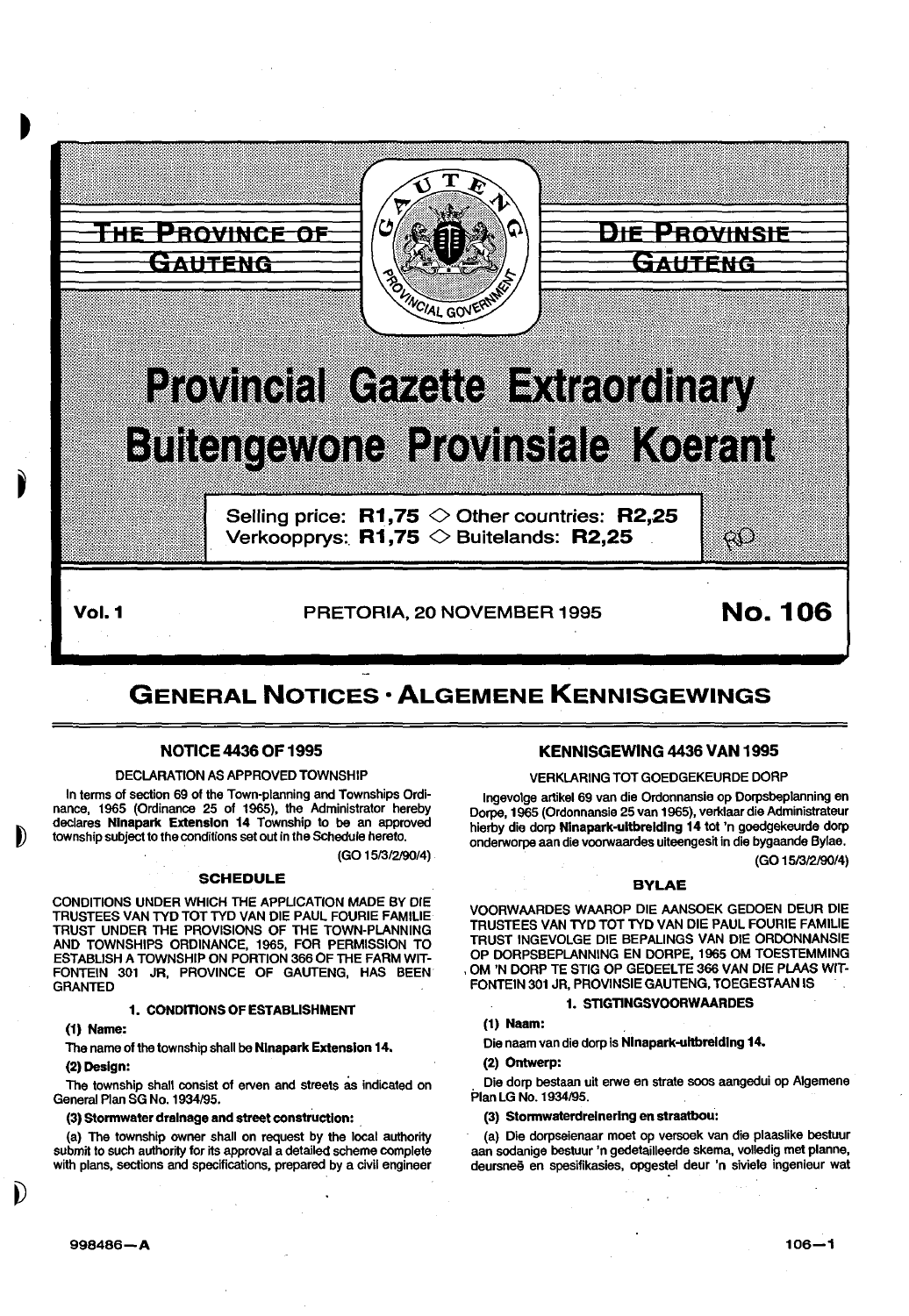# THE PROVINCE OF GAUTENG

# DIE PROVINSIE GAUTENG

# Provincial Gazette Extraordinary

# Buitengewone Provinsiale Koerant

Selling price: **R1,75** ◇ Other countries: **R2,25**
Verkoopprys: **R1,75** ◇ Buitelands: **R2,25**

**Vol. 1** PRETORIA, 20 NOVEMBER 1995 **No. 106**

## GENERAL NOTICES · ALGEMENE KENNISGEWINGS

### NOTICE 4436 OF 1995

DECLARATION AS APPROVED TOWNSHIP

In terms of section 69 of the Town-planning and Townships Ordinance, 1965 (Ordinance 25 of 1965), the Administrator hereby declares **Ninapark Extension 14** Township to be an approved township subject to the conditions set out in the Schedule hereto.

(GO 15/3/2/90/4)

#### SCHEDULE

CONDITIONS UNDER WHICH THE APPLICATION MADE BY DIE TRUSTEES VAN TYD TOT TYD VAN DIE PAUL FOURIE FAMILIE TRUST UNDER THE PROVISIONS OF THE TOWN-PLANNING AND TOWNSHIPS ORDINANCE, 1965, FOR PERMISSION TO ESTABLISH A TOWNSHIP ON PORTION 366 OF THE FARM WITFONTEIN 301 JR, PROVINCE OF GAUTENG, HAS BEEN GRANTED

**1. CONDITIONS OF ESTABLISHMENT**

**(1) Name:**

The name of the township shall be **Ninapark Extension 14.**

**(2) Design:**

The township shall consist of erven and streets as indicated on General Plan SG No. 1934/95.

**(3) Stormwater drainage and street construction:**

(a) The township owner shall on request by the local authority submit to such authority for its approval a detailed scheme complete with plans, sections and specifications, prepared by a civil engineer

### KENNISGEWING 4436 VAN 1995

VERKLARING TOT GOEDGEKEURDE DORP

Ingevolge artikel 69 van die Ordonnansie op Dorpsbeplanning en Dorpe, 1965 (Ordonnansie 25 van 1965), verklaar die Administrateur hierby die dorp **Ninapark-uitbreiding 14** tot 'n goedgekeurde dorp onderworpe aan die voorwaardes uiteengesit in die bygaande Bylae.

(GO 15/3/2/90/4)

#### BYLAE

VOORWAARDES WAAROP DIE AANSOEK GEDOEN DEUR DIE TRUSTEES VAN TYD TOT TYD VAN DIE PAUL FOURIE FAMILIE TRUST INGEVOLGE DIE BEPALINGS VAN DIE ORDONNANSIE OP DORPSBEPLANNING EN DORPE, 1965 OM TOESTEMMING OM 'N DORP TE STIG OP GEDEELTE 366 VAN DIE PLAAS WITFONTEIN 301 JR, PROVINSIE GAUTENG, TOEGESTAAN IS

**1. STIGTINGSVOORWAARDES**

**(1) Naam:**

Die naam van die dorp is **Ninapark-uitbreiding 14.**

**(2) Ontwerp:**

Die dorp bestaan uit erwe en strate soos aangedui op Algemene Plan LG No. 1934/95.

**(3) Stormwaterdreinering en straatbou:**

(a) Die dorpseienaar moet op versoek van die plaaslike bestuur aan sodanige bestuur 'n gedetailleerde skema, volledig met planne, deursneë en spesifikasies, opgestel deur 'n siviele ingenieur wat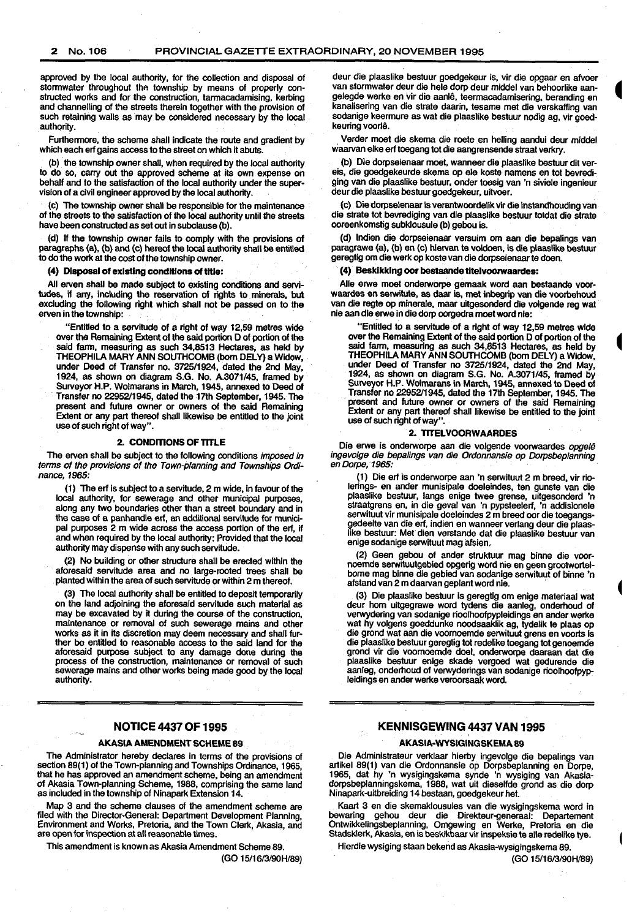approved by the local authority, for the collection and disposal of stormwater throughout the township by means of properly constructed works and for the construction, tarmacadamising, kerbing and channelling of the streets therein together with the provision of such retaining walls as may be considered necessary by the local authority.

Furthermore, the scheme shall indicate the route and gradient by which each erf gains access to the street on which it abuts.

(b) the township owner shall, when required by the local authority to do so, carry out the approved scheme at its own expense on behalf and to the satisfaction of the local authority under the supervision of a civil engineer approved by the local authority.

(c) The township owner shall be responsible for the maintenance of the streets to the satisfaction of the local authority until the streets have been constructed as set out in subclause (b).

(d) If the township owner fails to comply with the provisions of paragraphs (a), (b) and (c) hereof the local authority shall be entitled to do the work at the cost of the township owner.

**(4) Disposal of existing conditions of title:**

All erven shall be made subject to existing conditions and servitudes, if any, including the reservation of rights to minerals, but excluding the following right which shall not be passed on to the erven in the township:

"Entitled to a servitude of a right of way 12,59 metres wide over the Remaining Extent of the said portion D of portion of the said farm, measuring as such 34,8513 Hectares, as held by THEOPHILA MARY ANN SOUTHCOMB (born DELY) a Widow, under Deed of Transfer no. 3725/1924, dated the 2nd May, 1924, as shown on diagram S.G. No. A.3071/45, framed by Surveyor H.P. Wolmarans in March, 1945, annexed to Deed of Transfer no 22952/1945, dated the 17th September, 1945. The present and future owner or owners of the said Remaining Extent or any part thereof shall likewise be entitled to the joint use of such right of way".

**2. CONDITIONS OF TITLE**

The erven shall be subject to the following conditions *imposed in terms of the provisions of the Town-planning and Townships Ordinance, 1965:*

(1) The erf is subject to a servitude, 2 m wide, in favour of the local authority, for sewerage and other municipal purposes, along any two boundaries other than a street boundary and in the case of a panhandle erf, an additional servitude for municipal purposes 2 m wide across the access portion of the erf, if and when required by the local authority: Provided that the local authority may dispense with any such servitude.

(2) No building or other structure shall be erected within the aforesaid servitude area and no large-rooted trees shall be planted within the area of such servitude or within 2 m thereof.

(3) The local authority shall be entitled to deposit temporarily on the land adjoining the aforesaid servitude such material as may be excavated by it during the course of the construction, maintenance or removal of such sewerage mains and other works as it in its discretion may deem necessary and shall further be entitled to reasonable access to the said land for the aforesaid purpose subject to any damage done during the process of the construction, maintenance or removal of such sewerage mains and other works being made good by the local authority.

deur die plaaslike bestuur goedgekeur is, vir die opgaar en afvoer van stormwater deur die hele dorp deur middel van behoorlike aangelegde werke en vir die aanlê, teermacadamisering, beranding en kanalisering van die strate daarin, tesame met die verskaffing van sodanige keermure as wat die plaaslike bestuur nodig ag, vir goedkeuring voorlê.

Verder moet die skema die roete en helling aandui deur middel waarvan elke erf toegang tot die aangrensende straat verkry.

(b) Die dorpseienaar moet, wanneer die plaaslike bestuur dit vereis, die goedgekeurde skema op eie koste namens en tot bevrediging van die plaaslike bestuur, onder toesig van 'n siviele ingenieur deur die plaaslike bestuur goedgekeur, uitvoer.

(c) Die dorpseienaar is verantwoordelik vir die instandhouding van die strate tot bevrediging van die plaaslike bestuur totdat die strate ooreenkomstig subklousule (b) gebou is.

(d) Indien die dorpseienaar versuim om aan die bepalings van paragrawe (a), (b) en (c) hiervan te voldoen, is die plaaslike bestuur geregtig om die werk op koste van die dorpseienaar te doen.

**(4) Beskikking oor bestaande titelvoorwaardes:**

Alle erwe moet onderworpe gemaak word aan bestaande voorwaardes en serwitute, as daar is, met inbegrip van die voorbehoud van die regte op minerale, maar uitgesonderd die volgende reg wat nie aan die erwe in die dorp oorgedra moet word nie:

"Entitled to a servitude of a right of way 12,59 metres wide over the Remaining Extent of the said portion D of portion of the said farm, measuring as such 34,8513 Hectares, as held by THEOPHILA MARY ANN SOUTHCOMB (born DELY) a Widow, under Deed of Transfer no 3725/1924, dated the 2nd May, 1924, as shown on diagram S.G. No. A.3071/45, framed by Surveyor H.P. Wolmarans in March, 1945, annexed to Deed of Transfer no 22952/1945, dated the 17th September, 1945. The present and future owner or owners of the said Remaining Extent or any part thereof shall likewise be entitled to the joint use of such right of way".

**2. TITELVOORWAARDES**

Die erwe is onderworpe aan die volgende voorwaardes *opgelê ingevolge die bepalings van die Ordonnansie op Dorpsbeplanning en Dorpe, 1965:*

(1) Die erf is onderworpe aan 'n serwituut 2 m breed, vir riolerings- en ander munisipale doeleindes, ten gunste van die plaaslike bestuur, langs enige twee grense, uitgesonderd 'n straatgrens en, in die geval van 'n pypsteelerf, 'n addisionele serwituut vir munisipale doeleindes 2 m breed oor die toegangsgedeelte van die erf, indien en wanneer verlang deur die plaaslike bestuur: Met dien verstande dat die plaaslike bestuur van enige sodanige serwituut mag afsien.

(2) Geen gebou of ander struktuur mag binne die voornoemde serwituutgebied opgerig word nie en geen grootwortelbome mag binne die gebied van sodanige serwituut of binne 'n afstand van 2 m daarvan geplant word nie.

(3) Die plaaslike bestuur is geregtig om enige materiaal wat deur hom uitgegrawe word tydens die aanleg, onderhoud of verwydering van sodanige rioolhoofpypleidings en ander werke wat hy volgens goeddunke noodsaaklik ag, tydelik te plaas op die grond wat aan die voornoemde serwituut grens en voorts is die plaaslike bestuur geregtig tot redelike toegang tot genoemde grond vir die voornoemde doel, onderworpe daaraan dat die plaaslike bestuur enige skade vergoed wat gedurende die aanleg, onderhoud of verwyderings van sodanige rioolhoofpypleidings en ander werke veroorsaak word.

## NOTICE 4437 OF 1995

### AKASIA AMENDMENT SCHEME 89

The Administrator hereby declares in terms of the provisions of section 89(1) of the Town-planning and Townships Ordinance, 1965, that he has approved an amendment scheme, being an amendment of Akasia Town-planning Scheme, 1988, comprising the same land as included in the township of Ninapark Extension 14.

Map 3 and the scheme clauses of the amendment scheme are filed with the Director-General: Department Development Planning, Environment and Works, Pretoria, and the Town Clerk, Akasia, and are open for inspection at all reasonable times.

This amendment is known as Akasia Amendment Scheme 89.

(GO 15/16/3/90H/89)

## KENNISGEWING 4437 VAN 1995

### AKASIA-WYSIGINGSKEMA 89

Die Administrateur verklaar hierby ingevolge die bepalings van artikel 89(1) van die Ordonnansie op Dorpsbeplanning en Dorpe, 1965, dat hy 'n wysigingskema synde 'n wysiging van Akasia-dorpsbeplanningskema, 1988, wat uit dieselfde grond as die dorp Ninapark-uitbreiding 14 bestaan, goedgekeur het.

Kaart 3 en die skemaklousules van die wysigingskema word in bewaring gehou deur die Direkteur-generaal: Departement Ontwikkelingsbeplanning, Omgewing en Werke, Pretoria en die Stadsklerk, Akasia, en is beskikbaar vir inspeksie te alle redelike tye.

Hierdie wysiging staan bekend as Akasia-wysigingskema 89.

(GO 15/16/3/90H/89)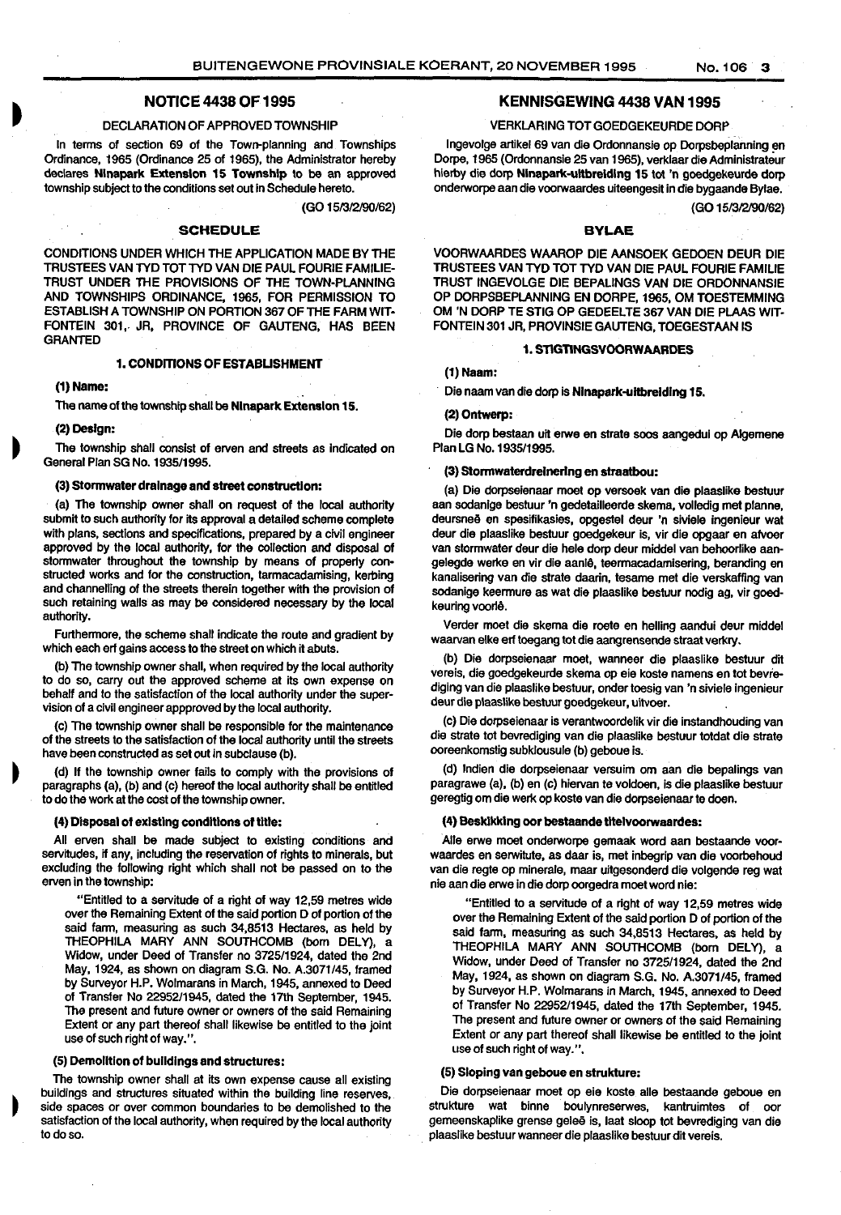## NOTICE 4438 OF 1995

DECLARATION OF APPROVED TOWNSHIP

In terms of section 69 of the Town-planning and Townships Ordinance, 1965 (Ordinance 25 of 1965), the Administrator hereby declares **Ninapark Extension 15 Township** to be an approved township subject to the conditions set out in Schedule hereto.

(GO 15/3/2/90/62)

### SCHEDULE

CONDITIONS UNDER WHICH THE APPLICATION MADE BY THE TRUSTEES VAN TYD TOT TYD VAN DIE PAUL FOURIE FAMILIE-TRUST UNDER THE PROVISIONS OF THE TOWN-PLANNING AND TOWNSHIPS ORDINANCE, 1965, FOR PERMISSION TO ESTABLISH A TOWNSHIP ON PORTION 367 OF THE FARM WITFONTEIN 301, JR, PROVINCE OF GAUTENG, HAS BEEN GRANTED

#### 1. CONDITIONS OF ESTABLISHMENT

**(1) Name:**

The name of the township shall be **Ninapark Extension 15**.

**(2) Design:**

The township shall consist of erven and streets as indicated on General Plan SG No. 1935/1995.

**(3) Stormwater drainage and street construction:**

(a) The township owner shall on request of the local authority submit to such authority for its approval a detailed scheme complete with plans, sections and specifications, prepared by a civil engineer approved by the local authority, for the collection and disposal of stormwater throughout the township by means of properly constructed works and for the construction, tarmacadamising, kerbing and channelling of the streets therein together with the provision of such retaining walls as may be considered necessary by the local authority.

Furthermore, the scheme shall indicate the route and gradient by which each erf gains access to the street on which it abuts.

(b) The township owner shall, when required by the local authority to do so, carry out the approved scheme at its own expense on behalf and to the satisfaction of the local authority under the supervision of a civil engineer appproved by the local authority.

(c) The township owner shall be responsible for the maintenance of the streets to the satisfaction of the local authority until the streets have been constructed as set out in subclause (b).

(d) If the township owner fails to comply with the provisions of paragraphs (a), (b) and (c) hereof the local authority shall be entitled to do the work at the cost of the township owner.

**(4) Disposal of existing conditions of title:**

All erven shall be made subject to existing conditions and servitudes, if any, including the reservation of rights to minerals, but excluding the following right which shall not be passed on to the erven in the township:

> "Entitled to a servitude of a right of way 12,59 metres wide over the Remaining Extent of the said portion D of portion of the said farm, measuring as such 34,8513 Hectares, as held by THEOPHILA MARY ANN SOUTHCOMB (born DELY), a Widow, under Deed of Transfer no 3725/1924, dated the 2nd May, 1924, as shown on diagram S.G. No. A.3071/45, framed by Surveyor H.P. Wolmarans in March, 1945, annexed to Deed of Transfer No 22952/1945, dated the 17th September, 1945. The present and future owner or owners of the said Remaining Extent or any part thereof shall likewise be entitled to the joint use of such right of way.".

**(5) Demolition of buildings and structures:**

The township owner shall at its own expense cause all existing buildings and structures situated within the building line reserves, side spaces or over common boundaries to be demolished to the satisfaction of the local authority, when required by the local authority to do so.

## KENNISGEWING 4438 VAN 1995

VERKLARING TOT GOEDGEKEURDE DORP

Ingevolge artikel 69 van die Ordonnansie op Dorpsbeplanning en Dorpe, 1965 (Ordonnansie 25 van 1965), verklaar die Administrateur hierby die dorp **Ninapark-uitbreiding 15** tot 'n goedgekeurde dorp onderworpe aan die voorwaardes uiteengesit in die bygaande Bylae.

(GO 15/3/2/90/62)

### BYLAE

VOORWAARDES WAAROP DIE AANSOEK GEDOEN DEUR DIE TRUSTEES VAN TYD TOT TYD VAN DIE PAUL FOURIE FAMILIE TRUST INGEVOLGE DIE BEPALINGS VAN DIE ORDONNANSIE OP DORPSBEPLANNING EN DORPE, 1965, OM TOESTEMMING OM 'N DORP TE STIG OP GEDEELTE 367 VAN DIE PLAAS WITFONTEIN 301 JR, PROVINSIE GAUTENG, TOEGESTAAN IS

#### 1. STIGTINGSVOORWAARDES

**(1) Naam:**

Die naam van die dorp is **Ninapark-uitbreiding 15**.

**(2) Ontwerp:**

Die dorp bestaan uit erwe en strate soos aangedui op Algemene Plan LG No. 1935/1995.

**(3) Stormwaterdreinering en straatbou:**

(a) Die dorpseienaar moet op versoek van die plaaslike bestuur aan sodanige bestuur 'n gedetailleerde skema, volledig met planne, deursneë en spesifikasies, opgestel deur 'n siviele ingenieur wat deur die plaaslike bestuur goedgekeur is, vir die opgaar en afvoer van stormwater deur die hele dorp deur middel van behoorlike aangelegde werke en vir die aanlê, teermacadamisering, beranding en kanalisering van die strate daarin, tesame met die verskaffing van sodanige keermure as wat die plaaslike bestuur nodig ag, vir goedkeuring voorlê.

Verder moet die skema die roete en helling aandui deur middel waarvan elke erf toegang tot die aangrensende straat verkry.

(b) Die dorpseienaar moet, wanneer die plaaslike bestuur dit vereis, die goedgekeurde skema op eie koste namens en tot bevrediging van die plaaslike bestuur, onder toesig van 'n siviele ingenieur deur die plaaslike bestuur goedgekeur, uitvoer.

(c) Die dorpseienaar is verantwoordelik vir die instandhouding van die strate tot bevrediging van die plaaslike bestuur totdat die strate ooreenkomstig subklousule (b) geboue is.

(d) Indien die dorpseienaar versuim om aan die bepalings van paragrawe (a), (b) en (c) hiervan te voldoen, is die plaaslike bestuur geregtig om die werk op koste van die dorpseienaar te doen.

**(4) Beskikking oor bestaande titelvoorwaardes:**

Alle erwe moet onderworpe gemaak word aan bestaande voorwaardes en serwitute, as daar is, met inbegrip van die voorbehoud van die regte op minerale, maar uitgesonderd die volgende reg wat nie aan die erwe in die dorp oorgedra moet word nie:

> "Entitled to a servitude of a right of way 12,59 metres wide over the Remaining Extent of the said portion D of portion of the said farm, measuring as such 34,8513 Hectares, as held by THEOPHILA MARY ANN SOUTHCOMB (born DELY), a Widow, under Deed of Transfer no 3725/1924, dated the 2nd May, 1924, as shown on diagram S.G. No. A.3071/45, framed by Surveyor H.P. Wolmarans in March, 1945, annexed to Deed of Transfer No 22952/1945, dated the 17th September, 1945. The present and future owner or owners of the said Remaining Extent or any part thereof shall likewise be entitled to the joint use of such right of way.".

**(5) Sloping van geboue en strukture:**

Die dorpseienaar moet op eie koste alle bestaande geboue en strukture wat binne boulynreserwes, kantruimtes of oor gemeenskaplike grense geleë is, laat sloop tot bevrediging van die plaaslike bestuur wanneer die plaaslike bestuur dit vereis.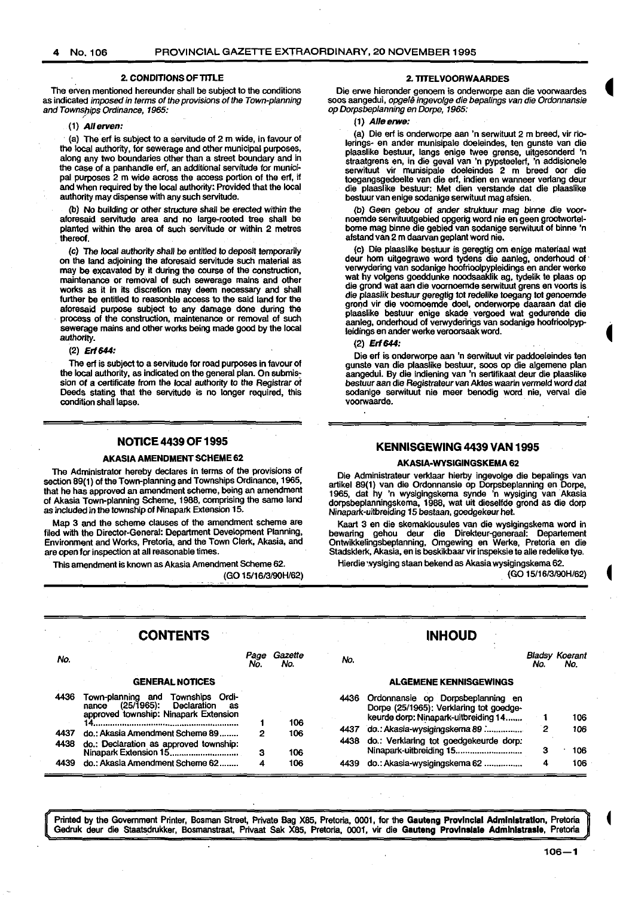## 2. CONDITIONS OF TITLE

The erven mentioned hereunder shall be subject to the conditions as indicated *imposed in terms of the provisions of the Town-planning and Townships Ordinance, 1965:*

(1) ***All erven:***

(a) The erf is subject to a servitude of 2 m wide, in favour of the local authority, for sewerage and other municipal purposes, along any two boundaries other than a street boundary and in the case of a panhandle erf, an additional servitude for municipal purposes 2 m wide across the access portion of the erf, if and when required by the local authority: Provided that the local authority may dispense with any such servitude.

(b) No building or other structure shall be erected within the aforesaid servitude area and no large-rooted tree shall be planted within the area of such servitude or within 2 metres thereof.

(c) The local authority shall be entitled to deposit temporarily on the land adjoining the aforesaid servitude such material as may be excavated by it during the course of the construction, maintenance or removal of such sewerage mains and other works as it in its discretion may deem necessary and shall further be entitled to reasonble access to the said land for the aforesaid purpose subject to any damage done during the process of the construction, maintenance or removal of such sewerage mains and other works being made good by the local authority.

(2) ***Erf 644:***

The erf is subject to a servitude for road purposes in favour of the local authority, as indicated on the general plan. On submission of a certificate from the local authority to the Registrar of Deeds stating that the servitude is no longer required, this condition shall lapse.

## 2. TITELVOORWAARDES

Die erwe hieronder genoem is onderworpe aan die voorwaardes soos aangedui, *opgelê ingevolge die bepalings van die Ordonnansie op Dorpsbeplanning en Dorpe, 1965:*

(1) ***Alle erwe:***

(a) Die erf is onderworpe aan 'n serwituut 2 m breed, vir riolerings- en ander munisipale doeleindes, ten gunste van die plaaslike bestuur, langs enige twee grense, uitgesonderd 'n straatgrens en, in die geval van 'n pypsteelerf, 'n addisionele serwituut vir munisipale doeleindes 2 m breed oor die toegangsgedeelte van die erf, indien en wanneer verlang deur die plaaslike bestuur: Met dien verstande dat die plaaslike bestuur van enige sodanige serwituut mag afsien.

(b) Geen gebou of ander struktuur mag binne die voornoemde serwituutgebied opgerig word nie en geen grootwortelbome mag binne die gebied van sodanige serwituut of binne 'n afstand van 2 m daarvan geplant word nie.

(c) Die plaaslike bestuur is geregtig om enige materiaal wat deur hom uitgegrawe word tydens die aanleg, onderhoud of verwydering van sodanige hoofrioolpypleidings en ander werke wat hy volgens goeddunke noodsaaklik ag, tydelik te plaas op die grond wat aan die voornoemde serwituut grens en voorts is die plaaslik bestuur geregtig tot redelike toegang tot genoemde grond vir die voornoemde doel, onderworpe daaraan dat die plaaslike bestuur enige skade vergoed wat gedurende die aanleg, onderhoud of verwyderings van sodanige hoofrioolpypleidings en ander werke veroorsaak word.

(2) ***Erf 644:***

Die erf is onderworpe aan 'n serwituut vir paddoeleindes ten gunste van die plaaslike bestuur, soos op die algemene plan aangedui. By die indiening van 'n sertifikaat deur die plaaslike bestuur aan die Registrateur van Aktes waarin vermeld word dat sodanige serwituut nie meer benodig word nie, verval die voorwaarde.

## NOTICE 4439 OF 1995

### AKASIA AMENDMENT SCHEME 62

The Administrator hereby declares in terms of the provisions of section 89(1) of the Town-planning and Townships Ordinance, 1965, that he has approved an amendment scheme, being an amendment of Akasia Town-planning Scheme, 1988, comprising the same land as included in the township of Ninapark Extension 15.

Map 3 and the scheme clauses of the amendment scheme are filed with the Director-General: Department Development Planning, Environment and Works, Pretoria, and the Town Clerk, Akasia, and are open for inspection at all reasonable times.

This amendment is known as Akasia Amendment Scheme 62.

(GO 15/16/3/90H/62)

## KENNISGEWING 4439 VAN 1995

### AKASIA-WYSIGINGSKEMA 62

Die Administrateur verklaar hierby ingevolge die bepalings van artikel 89(1) van die Ordonnansie op Dorpsbeplanning en Dorpe, 1965, dat hy 'n wysigingskema synde 'n wysiging van Akasia dorpsbeplanningskema, 1988, wat uit dieselfde grond as die dorp Ninapark-uitbreiding 15 bestaan, goedgekeur het.

Kaart 3 en die skemaklousules van die wysigingskema word in bewaring gehou deur die Direkteur-generaal: Departement Ontwikkelingsbeplanning, Omgewing en Werke, Pretoria en die Stadsklerk, Akasia, en is beskikbaar vir inspeksie te alle redelike tye.

Hierdie wysiging staan bekend as Akasia wysigingskema 62.

(GO 15/16/3/90H/62)

## CONTENTS

| No. | | Page No. | Gazette No. |
|---|---|---|---|
| | **GENERAL NOTICES** | | |
| 4436 | Town-planning and Townships Ordinance (25/1965): Declaration as approved township: Ninapark Extension 14 | 1 | 106 |
| 4437 | do.: Akasia Amendment Scheme 89 | 2 | 106 |
| 4438 | do.: Declaration as approved township: Ninapark Extension 15 | 3 | 106 |
| 4439 | do.: Akasia Amendment Scheme 62 | 4 | 106 |

## INHOUD

| No. | | Bladsy No. | Koerant No. |
|---|---|---|---|
| | **ALGEMENE KENNISGEWINGS** | | |
| 4436 | Ordonnansie op Dorpsbeplanning en Dorpe (25/1965): Verklaring tot goedgekeurde dorp: Ninapark-uitbreiding 14 | 1 | 106 |
| 4437 | do.: Akasia-wysigingskema 89 | 2 | 106 |
| 4438 | do.: Verklaring tot goedgekeurde dorp: Ninapark-uitbreiding 15 | 3 | 106 |
| 4439 | do.: Akasia-wysigingskema 62 | 4 | 106 |

Printed by the Government Printer, Bosman Street, Private Bag X85, Pretoria, 0001, for the **Gauteng Provincial Administration**, Pretoria
Gedruk deur die Staatsdrukker, Bosmanstraat, Privaat Sak X85, Pretoria, 0001, vir die **Gauteng Provinsiale Administrasie**, Pretoria

106—1